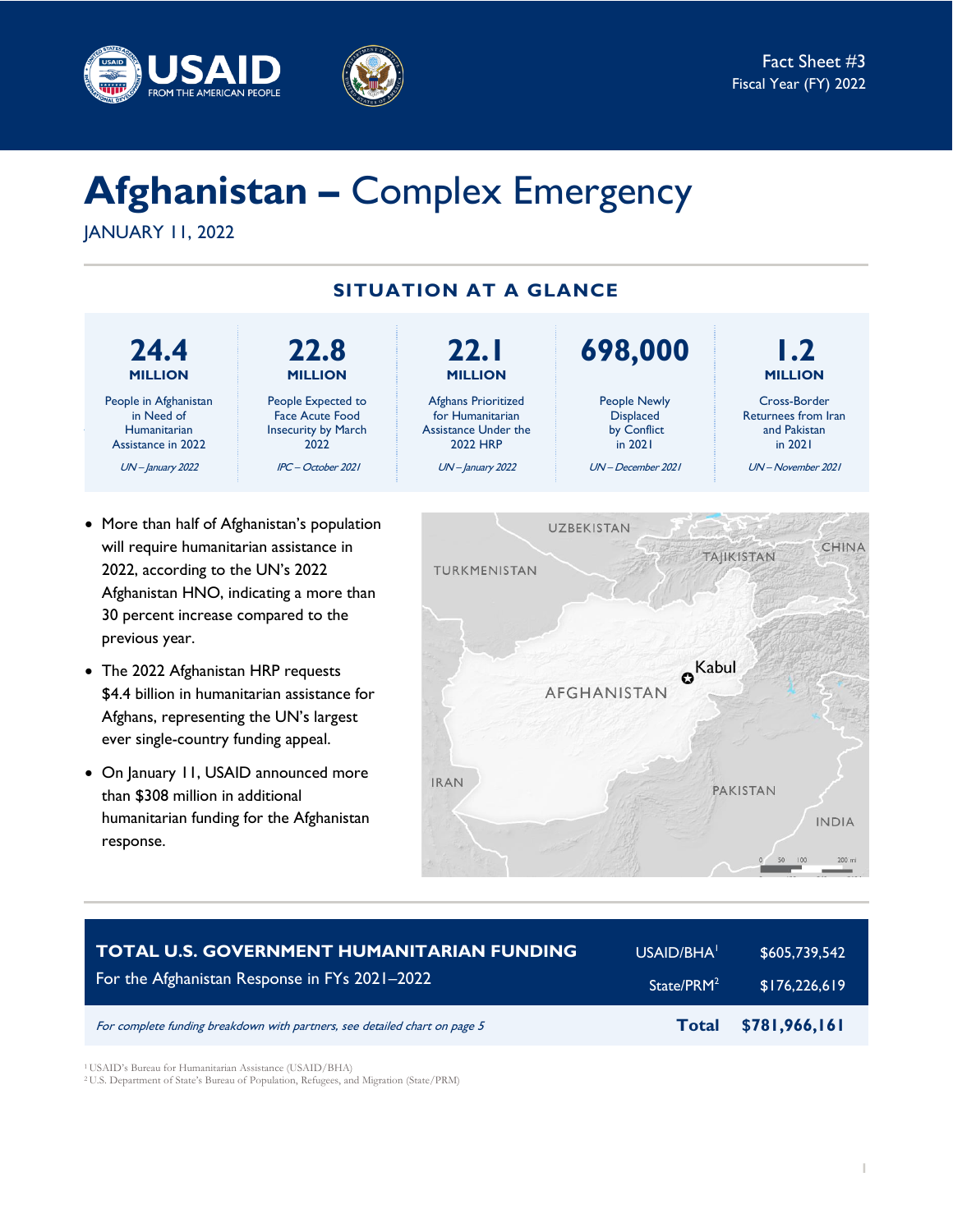Fact Sheet #3
Fiscal Year (FY) 2022

# Afghanistan – Complex Emergency

JANUARY 11, 2022

## SITUATION AT A GLANCE

| 24.4 MILLION | 22.8 MILLION | 22.1 MILLION | 698,000 | 1.2 MILLION |
|---|---|---|---|---|
| People in Afghanistan in Need of Humanitarian Assistance in 2022 | People Expected to Face Acute Food Insecurity by March 2022 | Afghans Prioritized for Humanitarian Assistance Under the 2022 HRP | People Newly Displaced by Conflict in 2021 | Cross-Border Returnees from Iran and Pakistan in 2021 |
| *UN – January 2022* | *IPC – October 2021* | *UN – January 2022* | *UN – December 2021* | *UN – November 2021* |

- More than half of Afghanistan's population will require humanitarian assistance in 2022, according to the UN's 2022 Afghanistan HNO, indicating a more than 30 percent increase compared to the previous year.
- The 2022 Afghanistan HRP requests $4.4 billion in humanitarian assistance for Afghans, representing the UN's largest ever single-country funding appeal.
- On January 11, USAID announced more than $308 million in additional humanitarian funding for the Afghanistan response.

| TOTAL U.S. GOVERNMENT HUMANITARIAN FUNDING For the Afghanistan Response in FYs 2021–2022 | | |
|---|---|---|
| | USAID/BHA[1] | $605,739,542 |
| | State/PRM[2] | $176,226,619 |
| *For complete funding breakdown with partners, see detailed chart on page 5* | **Total** | **$781,966,161** |

[1] USAID's Bureau for Humanitarian Assistance (USAID/BHA)
[2] U.S. Department of State's Bureau of Population, Refugees, and Migration (State/PRM)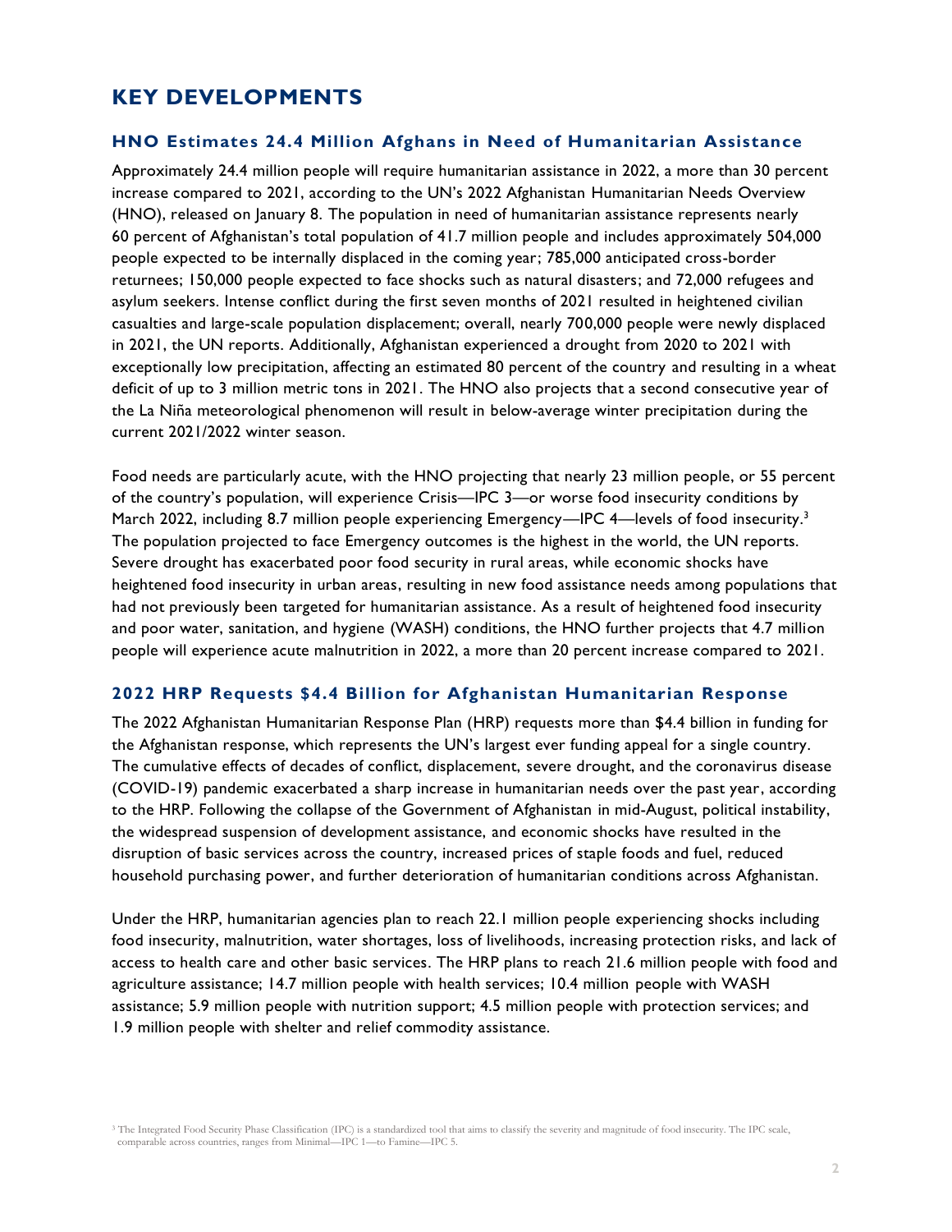# KEY DEVELOPMENTS

## HNO Estimates 24.4 Million Afghans in Need of Humanitarian Assistance

Approximately 24.4 million people will require humanitarian assistance in 2022, a more than 30 percent increase compared to 2021, according to the UN's 2022 Afghanistan Humanitarian Needs Overview (HNO), released on January 8. The population in need of humanitarian assistance represents nearly 60 percent of Afghanistan's total population of 41.7 million people and includes approximately 504,000 people expected to be internally displaced in the coming year; 785,000 anticipated cross-border returnees; 150,000 people expected to face shocks such as natural disasters; and 72,000 refugees and asylum seekers. Intense conflict during the first seven months of 2021 resulted in heightened civilian casualties and large-scale population displacement; overall, nearly 700,000 people were newly displaced in 2021, the UN reports. Additionally, Afghanistan experienced a drought from 2020 to 2021 with exceptionally low precipitation, affecting an estimated 80 percent of the country and resulting in a wheat deficit of up to 3 million metric tons in 2021. The HNO also projects that a second consecutive year of the La Niña meteorological phenomenon will result in below-average winter precipitation during the current 2021/2022 winter season.

Food needs are particularly acute, with the HNO projecting that nearly 23 million people, or 55 percent of the country's population, will experience Crisis—IPC 3—or worse food insecurity conditions by March 2022, including 8.7 million people experiencing Emergency—IPC 4—levels of food insecurity.[3] The population projected to face Emergency outcomes is the highest in the world, the UN reports. Severe drought has exacerbated poor food security in rural areas, while economic shocks have heightened food insecurity in urban areas, resulting in new food assistance needs among populations that had not previously been targeted for humanitarian assistance. As a result of heightened food insecurity and poor water, sanitation, and hygiene (WASH) conditions, the HNO further projects that 4.7 million people will experience acute malnutrition in 2022, a more than 20 percent increase compared to 2021.

## 2022 HRP Requests $4.4 Billion for Afghanistan Humanitarian Response

The 2022 Afghanistan Humanitarian Response Plan (HRP) requests more than $4.4 billion in funding for the Afghanistan response, which represents the UN's largest ever funding appeal for a single country. The cumulative effects of decades of conflict, displacement, severe drought, and the coronavirus disease (COVID-19) pandemic exacerbated a sharp increase in humanitarian needs over the past year, according to the HRP. Following the collapse of the Government of Afghanistan in mid-August, political instability, the widespread suspension of development assistance, and economic shocks have resulted in the disruption of basic services across the country, increased prices of staple foods and fuel, reduced household purchasing power, and further deterioration of humanitarian conditions across Afghanistan.

Under the HRP, humanitarian agencies plan to reach 22.1 million people experiencing shocks including food insecurity, malnutrition, water shortages, loss of livelihoods, increasing protection risks, and lack of access to health care and other basic services. The HRP plans to reach 21.6 million people with food and agriculture assistance; 14.7 million people with health services; 10.4 million people with WASH assistance; 5.9 million people with nutrition support; 4.5 million people with protection services; and 1.9 million people with shelter and relief commodity assistance.

[3] The Integrated Food Security Phase Classification (IPC) is a standardized tool that aims to classify the severity and magnitude of food insecurity. The IPC scale, comparable across countries, ranges from Minimal—IPC 1—to Famine—IPC 5.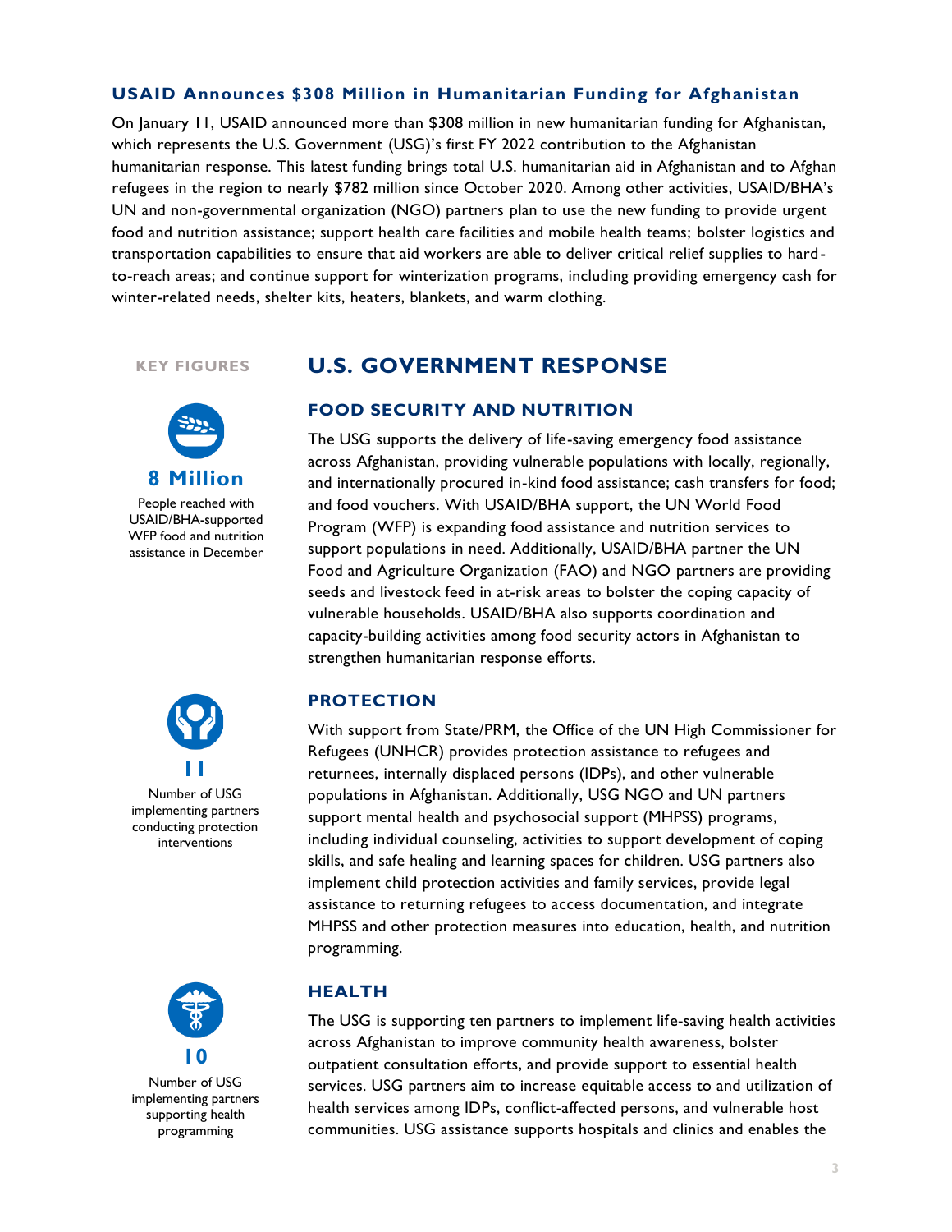### USAID Announces $308 Million in Humanitarian Funding for Afghanistan

On January 11, USAID announced more than $308 million in new humanitarian funding for Afghanistan, which represents the U.S. Government (USG)'s first FY 2022 contribution to the Afghanistan humanitarian response. This latest funding brings total U.S. humanitarian aid in Afghanistan and to Afghan refugees in the region to nearly $782 million since October 2020. Among other activities, USAID/BHA's UN and non-governmental organization (NGO) partners plan to use the new funding to provide urgent food and nutrition assistance; support health care facilities and mobile health teams; bolster logistics and transportation capabilities to ensure that aid workers are able to deliver critical relief supplies to hard-to-reach areas; and continue support for winterization programs, including providing emergency cash for winter-related needs, shelter kits, heaters, blankets, and warm clothing.

## KEY FIGURES

**8 Million**
People reached with USAID/BHA-supported WFP food and nutrition assistance in December

**11**
Number of USG implementing partners conducting protection interventions

**10**
Number of USG implementing partners supporting health programming

## U.S. GOVERNMENT RESPONSE

### FOOD SECURITY AND NUTRITION

The USG supports the delivery of life-saving emergency food assistance across Afghanistan, providing vulnerable populations with locally, regionally, and internationally procured in-kind food assistance; cash transfers for food; and food vouchers. With USAID/BHA support, the UN World Food Program (WFP) is expanding food assistance and nutrition services to support populations in need. Additionally, USAID/BHA partner the UN Food and Agriculture Organization (FAO) and NGO partners are providing seeds and livestock feed in at-risk areas to bolster the coping capacity of vulnerable households. USAID/BHA also supports coordination and capacity-building activities among food security actors in Afghanistan to strengthen humanitarian response efforts.

### PROTECTION

With support from State/PRM, the Office of the UN High Commissioner for Refugees (UNHCR) provides protection assistance to refugees and returnees, internally displaced persons (IDPs), and other vulnerable populations in Afghanistan. Additionally, USG NGO and UN partners support mental health and psychosocial support (MHPSS) programs, including individual counseling, activities to support development of coping skills, and safe healing and learning spaces for children. USG partners also implement child protection activities and family services, provide legal assistance to returning refugees to access documentation, and integrate MHPSS and other protection measures into education, health, and nutrition programming.

### HEALTH

The USG is supporting ten partners to implement life-saving health activities across Afghanistan to improve community health awareness, bolster outpatient consultation efforts, and provide support to essential health services. USG partners aim to increase equitable access to and utilization of health services among IDPs, conflict-affected persons, and vulnerable host communities. USG assistance supports hospitals and clinics and enables the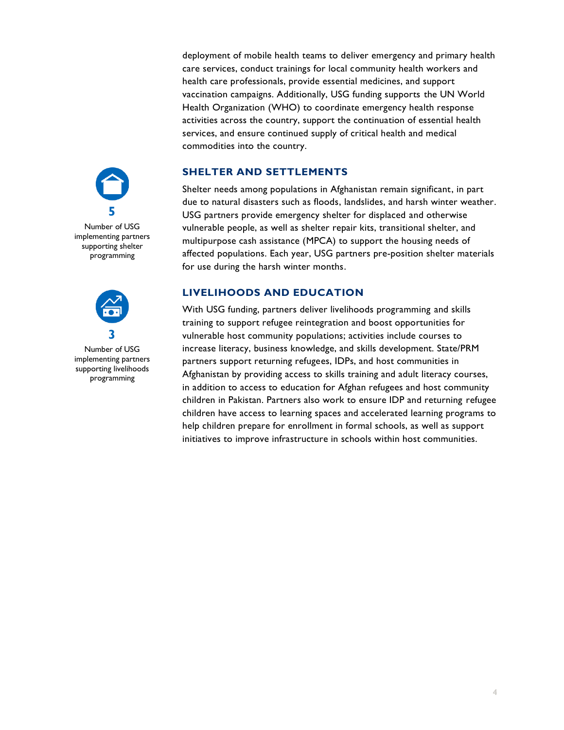deployment of mobile health teams to deliver emergency and primary health care services, conduct trainings for local community health workers and health care professionals, provide essential medicines, and support vaccination campaigns. Additionally, USG funding supports the UN World Health Organization (WHO) to coordinate emergency health response activities across the country, support the continuation of essential health services, and ensure continued supply of critical health and medical commodities into the country.

**5**

Number of USG implementing partners supporting shelter programming

## SHELTER AND SETTLEMENTS

Shelter needs among populations in Afghanistan remain significant, in part due to natural disasters such as floods, landslides, and harsh winter weather. USG partners provide emergency shelter for displaced and otherwise vulnerable people, as well as shelter repair kits, transitional shelter, and multipurpose cash assistance (MPCA) to support the housing needs of affected populations. Each year, USG partners pre-position shelter materials for use during the harsh winter months.

**3**

Number of USG implementing partners supporting livelihoods programming

## LIVELIHOODS AND EDUCATION

With USG funding, partners deliver livelihoods programming and skills training to support refugee reintegration and boost opportunities for vulnerable host community populations; activities include courses to increase literacy, business knowledge, and skills development. State/PRM partners support returning refugees, IDPs, and host communities in Afghanistan by providing access to skills training and adult literacy courses, in addition to access to education for Afghan refugees and host community children in Pakistan. Partners also work to ensure IDP and returning refugee children have access to learning spaces and accelerated learning programs to help children prepare for enrollment in formal schools, as well as support initiatives to improve infrastructure in schools within host communities.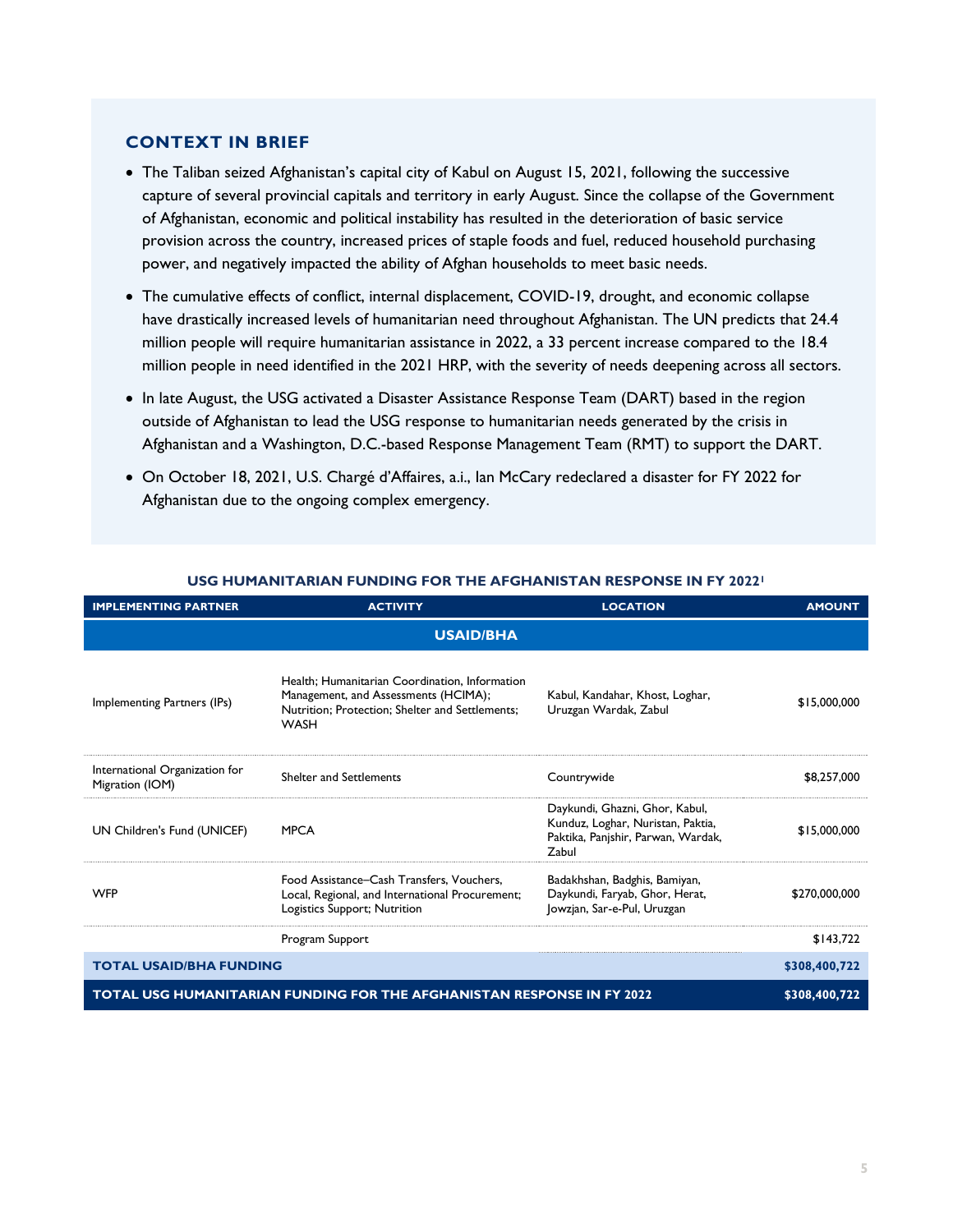## CONTEXT IN BRIEF

- The Taliban seized Afghanistan's capital city of Kabul on August 15, 2021, following the successive capture of several provincial capitals and territory in early August. Since the collapse of the Government of Afghanistan, economic and political instability has resulted in the deterioration of basic service provision across the country, increased prices of staple foods and fuel, reduced household purchasing power, and negatively impacted the ability of Afghan households to meet basic needs.
- The cumulative effects of conflict, internal displacement, COVID-19, drought, and economic collapse have drastically increased levels of humanitarian need throughout Afghanistan. The UN predicts that 24.4 million people will require humanitarian assistance in 2022, a 33 percent increase compared to the 18.4 million people in need identified in the 2021 HRP, with the severity of needs deepening across all sectors.
- In late August, the USG activated a Disaster Assistance Response Team (DART) based in the region outside of Afghanistan to lead the USG response to humanitarian needs generated by the crisis in Afghanistan and a Washington, D.C.-based Response Management Team (RMT) to support the DART.
- On October 18, 2021, U.S. Chargé d'Affaires, a.i., Ian McCary redeclared a disaster for FY 2022 for Afghanistan due to the ongoing complex emergency.

**USG HUMANITARIAN FUNDING FOR THE AFGHANISTAN RESPONSE IN FY 2022[1]**

| IMPLEMENTING PARTNER | ACTIVITY | LOCATION | AMOUNT |
|---|---|---|---|
| **USAID/BHA** | | | |
| Implementing Partners (IPs) | Health; Humanitarian Coordination, Information Management, and Assessments (HCIMA); Nutrition; Protection; Shelter and Settlements; WASH | Kabul, Kandahar, Khost, Loghar, Uruzgan Wardak, Zabul | $15,000,000 |
| International Organization for Migration (IOM) | Shelter and Settlements | Countrywide | $8,257,000 |
| UN Children's Fund (UNICEF) | MPCA | Daykundi, Ghazni, Ghor, Kabul, Kunduz, Loghar, Nuristan, Paktia, Paktika, Panjshir, Parwan, Wardak, Zabul | $15,000,000 |
| WFP | Food Assistance–Cash Transfers, Vouchers, Local, Regional, and International Procurement; Logistics Support; Nutrition | Badakhshan, Badghis, Bamiyan, Daykundi, Faryab, Ghor, Herat, Jowzjan, Sar-e-Pul, Uruzgan | $270,000,000 |
| | Program Support | | $143,722 |
| **TOTAL USAID/BHA FUNDING** | | | **$308,400,722** |
| **TOTAL USG HUMANITARIAN FUNDING FOR THE AFGHANISTAN RESPONSE IN FY 2022** | | | **$308,400,722** |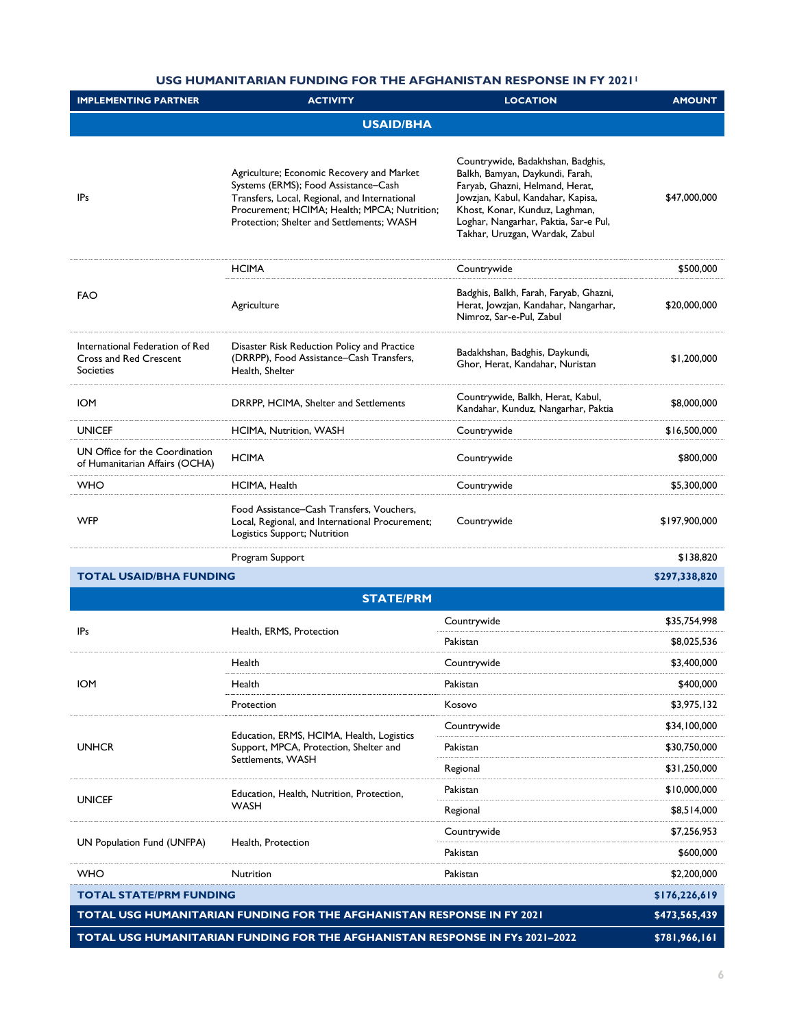## USG HUMANITARIAN FUNDING FOR THE AFGHANISTAN RESPONSE IN FY 2021[1]

| IMPLEMENTING PARTNER | ACTIVITY | LOCATION | AMOUNT |
|---|---|---|---|
| **USAID/BHA** | | | |
| IPs | Agriculture; Economic Recovery and Market Systems (ERMS); Food Assistance–Cash Transfers, Local, Regional, and International Procurement; HCIMA; Health; MPCA; Nutrition; Protection; Shelter and Settlements; WASH | Countrywide, Badakhshan, Badghis, Balkh, Bamyan, Daykundi, Farah, Faryab, Ghazni, Helmand, Herat, Jowzjan, Kabul, Kandahar, Kapisa, Khost, Konar, Kunduz, Laghman, Loghar, Nangarhar, Paktia, Sar-e Pul, Takhar, Uruzgan, Wardak, Zabul | $47,000,000 |
| FAO | HCIMA | Countrywide | $500,000 |
| | Agriculture | Badghis, Balkh, Farah, Faryab, Ghazni, Herat, Jowzjan, Kandahar, Nangarhar, Nimroz, Sar-e-Pul, Zabul | $20,000,000 |
| International Federation of Red Cross and Red Crescent Societies | Disaster Risk Reduction Policy and Practice (DRRPP), Food Assistance–Cash Transfers, Health, Shelter | Badakhshan, Badghis, Daykundi, Ghor, Herat, Kandahar, Nuristan | $1,200,000 |
| IOM | DRRPP, HCIMA, Shelter and Settlements | Countrywide, Balkh, Herat, Kabul, Kandahar, Kunduz, Nangarhar, Paktia | $8,000,000 |
| UNICEF | HCIMA, Nutrition, WASH | Countrywide | $16,500,000 |
| UN Office for the Coordination of Humanitarian Affairs (OCHA) | HCIMA | Countrywide | $800,000 |
| WHO | HCIMA, Health | Countrywide | $5,300,000 |
| WFP | Food Assistance–Cash Transfers, Vouchers, Local, Regional, and International Procurement; Logistics Support; Nutrition | Countrywide | $197,900,000 |
| | Program Support | | $138,820 |
| **TOTAL USAID/BHA FUNDING** | | | **$297,338,820** |
| **STATE/PRM** | | | |
| IPs | Health, ERMS, Protection | Countrywide | $35,754,998 |
| | | Pakistan | $8,025,536 |
| IOM | Health | Countrywide | $3,400,000 |
| | Health | Pakistan | $400,000 |
| | Protection | Kosovo | $3,975,132 |
| UNHCR | Education, ERMS, HCIMA, Health, Logistics Support, MPCA, Protection, Shelter and Settlements, WASH | Countrywide | $34,100,000 |
| | | Pakistan | $30,750,000 |
| | | Regional | $31,250,000 |
| UNICEF | Education, Health, Nutrition, Protection, WASH | Pakistan | $10,000,000 |
| | | Regional | $8,514,000 |
| UN Population Fund (UNFPA) | Health, Protection | Countrywide | $7,256,953 |
| | | Pakistan | $600,000 |
| WHO | Nutrition | Pakistan | $2,200,000 |
| **TOTAL STATE/PRM FUNDING** | | | **$176,226,619** |
| **TOTAL USG HUMANITARIAN FUNDING FOR THE AFGHANISTAN RESPONSE IN FY 2021** | | | **$473,565,439** |
| **TOTAL USG HUMANITARIAN FUNDING FOR THE AFGHANISTAN RESPONSE IN FYs 2021–2022** | | | **$781,966,161** |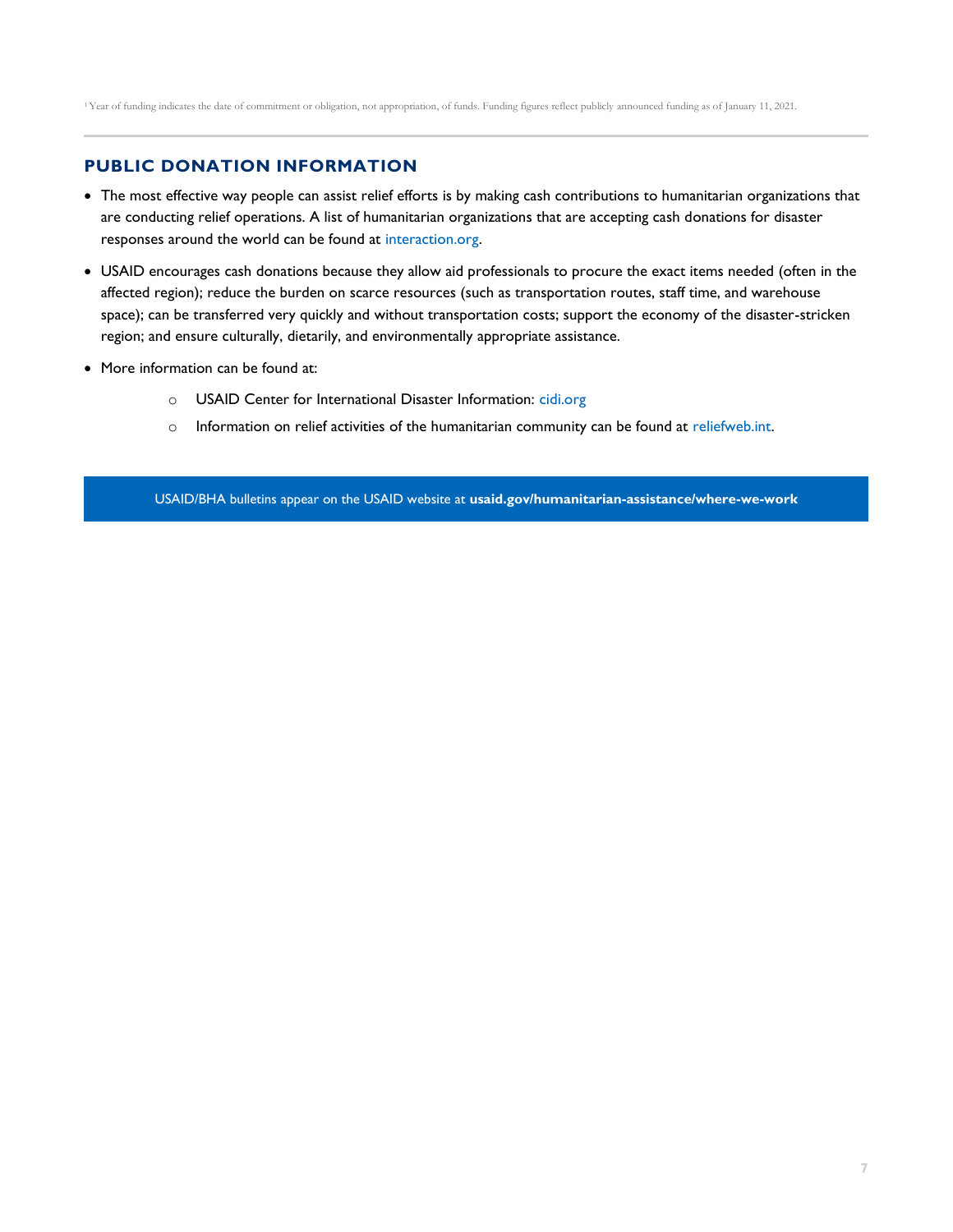[1] Year of funding indicates the date of commitment or obligation, not appropriation, of funds. Funding figures reflect publicly announced funding as of January 11, 2021.

## PUBLIC DONATION INFORMATION

- The most effective way people can assist relief efforts is by making cash contributions to humanitarian organizations that are conducting relief operations. A list of humanitarian organizations that are accepting cash donations for disaster responses around the world can be found at interaction.org.
- USAID encourages cash donations because they allow aid professionals to procure the exact items needed (often in the affected region); reduce the burden on scarce resources (such as transportation routes, staff time, and warehouse space); can be transferred very quickly and without transportation costs; support the economy of the disaster-stricken region; and ensure culturally, dietarily, and environmentally appropriate assistance.
- More information can be found at:
  - USAID Center for International Disaster Information: cidi.org
  - Information on relief activities of the humanitarian community can be found at reliefweb.int.

USAID/BHA bulletins appear on the USAID website at **usaid.gov/humanitarian-assistance/where-we-work**